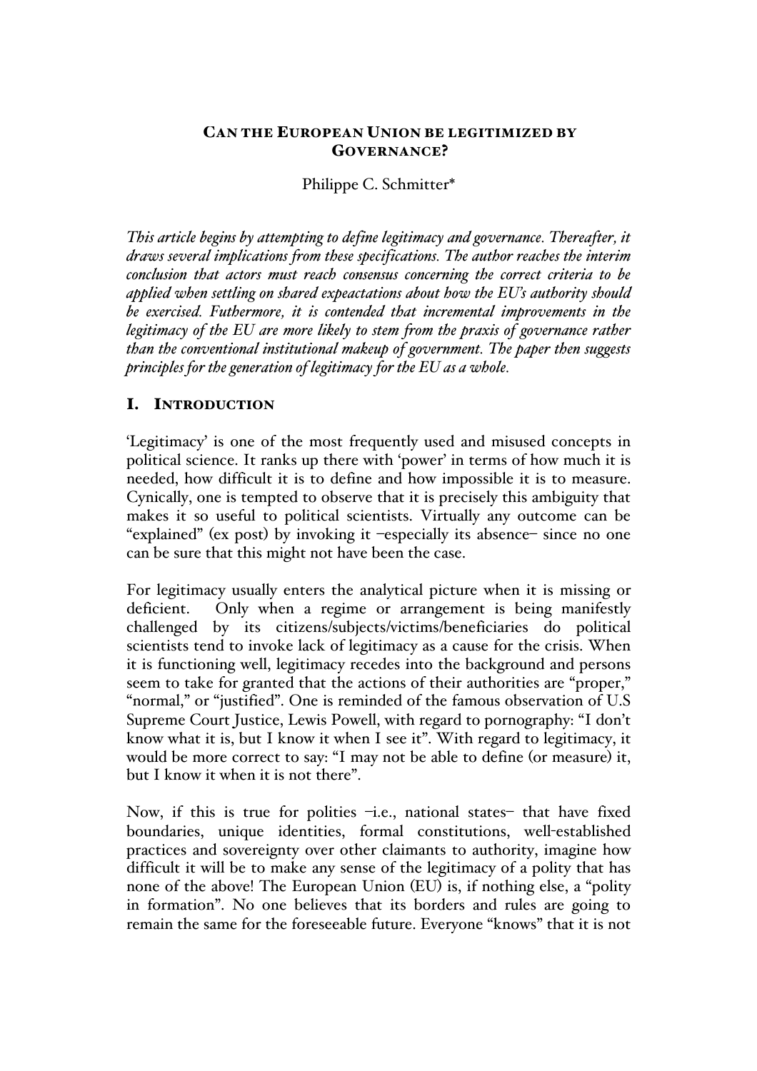# Can the European Union be legitimized by Governance?

Philippe C. Schmitter*

*This article begins by attempting to define legitimacy and governance. Thereafter, it draws several implications from these specifications. The author reaches the interim conclusion that actors must reach consensus concerning the correct criteria to be applied when settling on shared expeactations about how the EU's authority should be exercised. Futhermore, it is contended that incremental improvements in the legitimacy of the EU are more likely to stem from the praxis of governance rather than the conventional institutional makeup of government. The paper then suggests principles for the generation of legitimacy for the EU as a whole.*

## I. Introduction

'Legitimacy' is one of the most frequently used and misused concepts in political science. It ranks up there with 'power' in terms of how much it is needed, how difficult it is to define and how impossible it is to measure. Cynically, one is tempted to observe that it is precisely this ambiguity that makes it so useful to political scientists. Virtually any outcome can be "explained" (ex post) by invoking it –especially its absence– since no one can be sure that this might not have been the case.

For legitimacy usually enters the analytical picture when it is missing or deficient. Only when a regime or arrangement is being manifestly challenged by its citizens/subjects/victims/beneficiaries do political scientists tend to invoke lack of legitimacy as a cause for the crisis. When it is functioning well, legitimacy recedes into the background and persons seem to take for granted that the actions of their authorities are "proper," "normal," or "justified". One is reminded of the famous observation of U.S Supreme Court Justice, Lewis Powell, with regard to pornography: "I don't know what it is, but I know it when I see it". With regard to legitimacy, it would be more correct to say: "I may not be able to define (or measure) it, but I know it when it is not there".

Now, if this is true for polities –i.e., national states– that have fixed boundaries, unique identities, formal constitutions, well-established practices and sovereignty over other claimants to authority, imagine how difficult it will be to make any sense of the legitimacy of a polity that has none of the above! The European Union (EU) is, if nothing else, a "polity in formation". No one believes that its borders and rules are going to remain the same for the foreseeable future. Everyone "knows" that it is not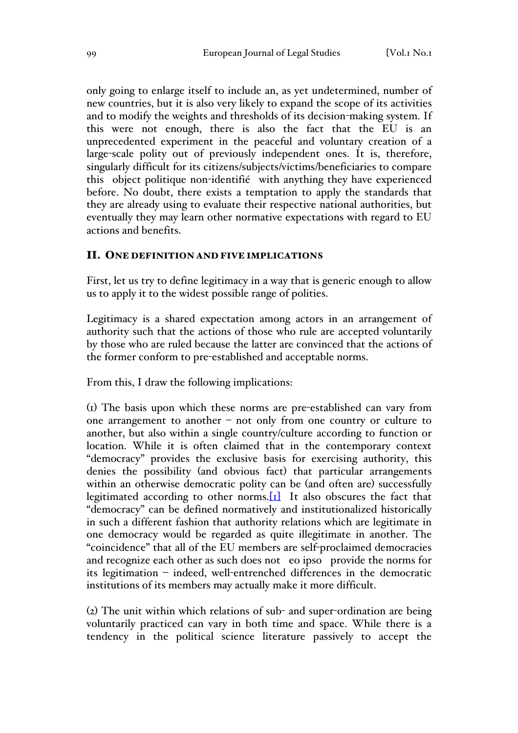only going to enlarge itself to include an, as yet undetermined, number of new countries, but it is also very likely to expand the scope of its activities and to modify the weights and thresholds of its decision-making system. If this were not enough, there is also the fact that the EU is an unprecedented experiment in the peaceful and voluntary creation of a large-scale polity out of previously independent ones. It is, therefore, singularly difficult for its citizens/subjects/victims/beneficiaries to compare this *object politique non-identifié* with anything they have experienced before. No doubt, there exists a temptation to apply the standards that they are already using to evaluate their respective national authorities, but eventually they may learn other normative expectations with regard to EU actions and benefits.

## II. One definition and five implications

First, let us try to define legitimacy in a way that is generic enough to allow us to apply it to the widest possible range of polities.

Legitimacy is a shared expectation among actors in an arrangement of authority such that the actions of those who rule are accepted voluntarily by those who are ruled because the latter are convinced that the actions of the former conform to pre-established and acceptable norms.

From this, I draw the following implications:

(1) The basis upon which these norms are pre-established can vary from one arrangement to another – not only from one country or culture to another, but also within a single country/culture according to function or location. While it is often claimed that in the contemporary context "democracy" provides the exclusive basis for exercising authority, this denies the possibility (and obvious fact) that particular arrangements within an otherwise democratic polity can be (and often are) successfully legitimated according to other norms.[1] It also obscures the fact that "democracy" can be defined normatively and institutionalized historically in such a different fashion that authority relations which are legitimate in one democracy would be regarded as quite illegitimate in another. The "coincidence" that all of the EU members are self-proclaimed democracies and recognize each other as such does not *eo ipso* provide the norms for its legitimation – indeed, well-entrenched differences in the democratic institutions of its members may actually make it more difficult.

(2) The unit within which relations of sub- and super-ordination are being voluntarily practiced can vary in both time and space. While there is a tendency in the political science literature passively to accept the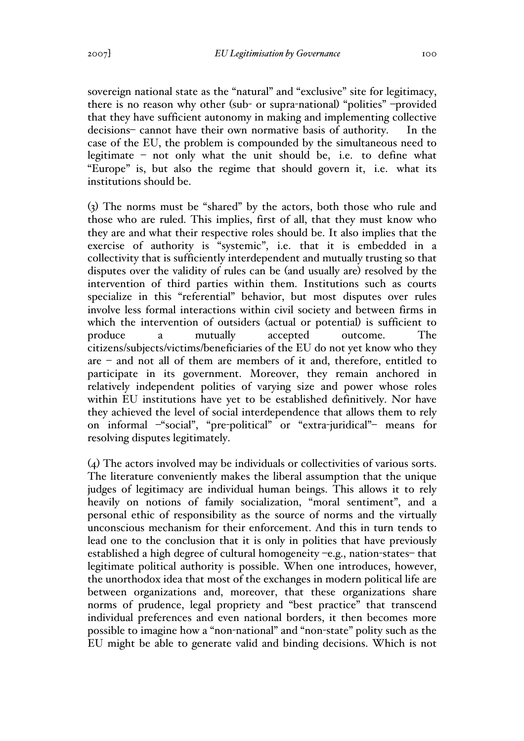sovereign national state as the "natural" and "exclusive" site for legitimacy, there is no reason why other (sub- or supra-national) "polities" –provided that they have sufficient autonomy in making and implementing collective decisions– cannot have their own normative basis of authority. In the case of the EU, the problem is compounded by the simultaneous need to legitimate – not only what the unit should be, i.e. to define what "Europe" is, but also the regime that should govern it, i.e. what its institutions should be.

(3) The norms must be "shared" by the actors, both those who rule and those who are ruled. This implies, first of all, that they must know who they are and what their respective roles should be. It also implies that the exercise of authority is "systemic", i.e. that it is embedded in a collectivity that is sufficiently interdependent and mutually trusting so that disputes over the validity of rules can be (and usually are) resolved by the intervention of third parties within them. Institutions such as courts specialize in this "referential" behavior, but most disputes over rules involve less formal interactions within civil society and between firms in which the intervention of outsiders (actual or potential) is sufficient to produce a mutually accepted outcome. The citizens/subjects/victims/beneficiaries of the EU do not yet know who they are – and not all of them are members of it and, therefore, entitled to participate in its government. Moreover, they remain anchored in relatively independent polities of varying size and power whose roles within EU institutions have yet to be established definitively. Nor have they achieved the level of social interdependence that allows them to rely on informal –"social", "pre-political" or "extra-juridical"– means for resolving disputes legitimately.

(4) The actors involved may be individuals or collectivities of various sorts. The literature conveniently makes the liberal assumption that the unique judges of legitimacy are individual human beings. This allows it to rely heavily on notions of family socialization, "moral sentiment", and a personal ethic of responsibility as the source of norms and the virtually unconscious mechanism for their enforcement. And this in turn tends to lead one to the conclusion that it is only in polities that have previously established a high degree of cultural homogeneity –e.g., nation-states– that legitimate political authority is possible. When one introduces, however, the unorthodox idea that most of the exchanges in modern political life are between organizations and, moreover, that these organizations share norms of prudence, legal propriety and "best practice" that transcend individual preferences and even national borders, it then becomes more possible to imagine how a "non-national" and "non-state" polity such as the EU might be able to generate valid and binding decisions. Which is not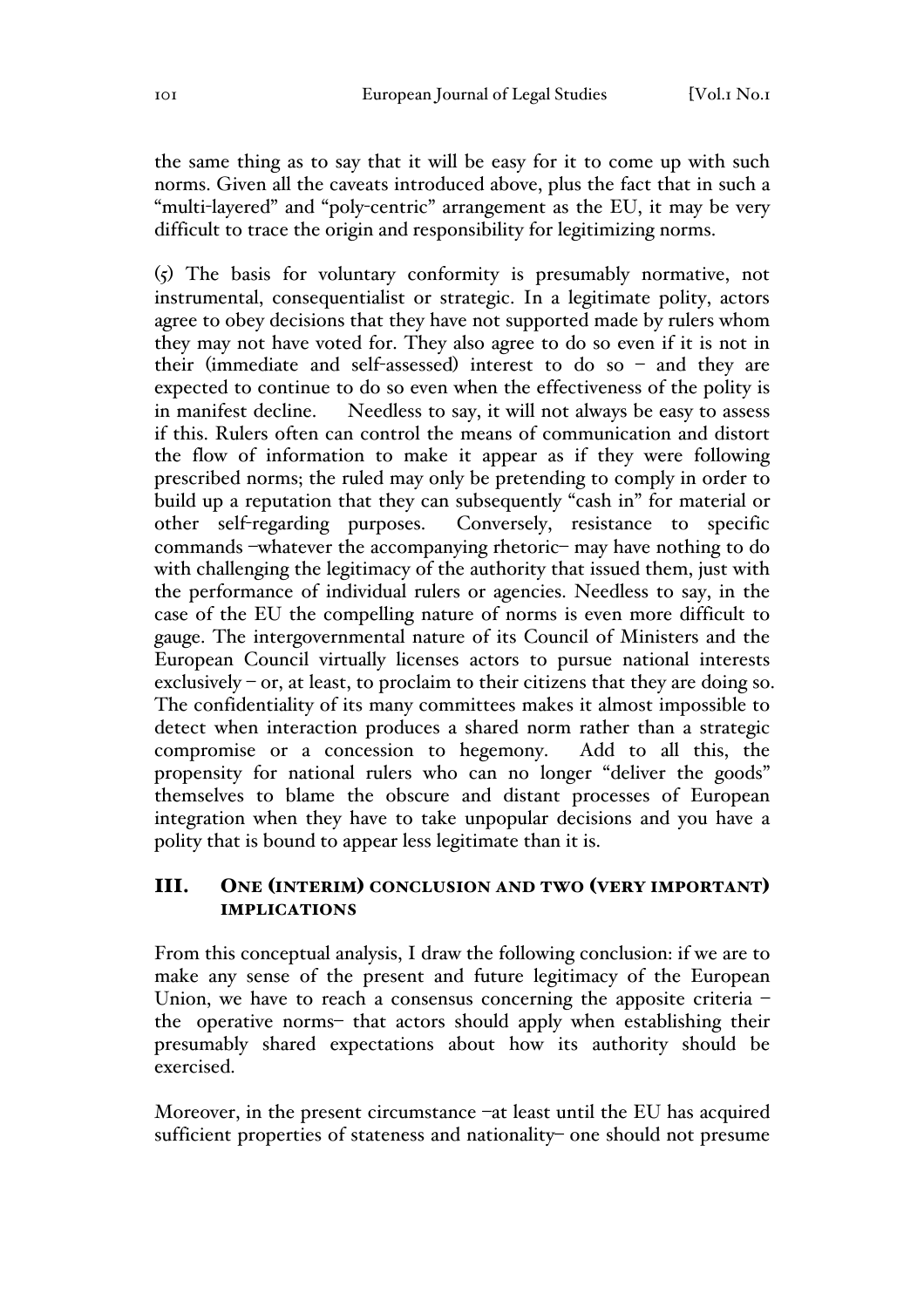the same thing as to say that it will be easy for it to come up with such norms. Given all the caveats introduced above, plus the fact that in such a "multi-layered" and "poly-centric" arrangement as the EU, it may be very difficult to trace the origin and responsibility for legitimizing norms.

(5) The basis for voluntary conformity is presumably normative, not instrumental, consequentialist or strategic. In a legitimate polity, actors agree to obey decisions that they have not supported made by rulers whom they may not have voted for. They also agree to do so even if it is not in their (immediate and self-assessed) interest to do so – and they are expected to continue to do so even when the effectiveness of the polity is in manifest decline. Needless to say, it will not always be easy to assess if this. Rulers often can control the means of communication and distort the flow of information to make it appear as if they were following prescribed norms; the ruled may only be pretending to comply in order to build up a reputation that they can subsequently "cash in" for material or other self-regarding purposes. Conversely, resistance to specific commands –whatever the accompanying rhetoric– may have nothing to do with challenging the legitimacy of the authority that issued them, just with the performance of individual rulers or agencies. Needless to say, in the case of the EU the compelling nature of norms is even more difficult to gauge. The intergovernmental nature of its Council of Ministers and the European Council virtually licenses actors to pursue national interests exclusively – or, at least, to proclaim to their citizens that they are doing so. The confidentiality of its many committees makes it almost impossible to detect when interaction produces a shared norm rather than a strategic compromise or a concession to hegemony. Add to all this, the propensity for national rulers who can no longer "deliver the goods" themselves to blame the obscure and distant processes of European integration when they have to take unpopular decisions and you have a polity that is bound to appear less legitimate than it is.

## III. One (interim) conclusion and two (very important) implications

From this conceptual analysis, I draw the following conclusion: if we are to make any sense of the present and future legitimacy of the European Union, we have to reach a consensus concerning the apposite criteria – the operative norms– that actors should apply when establishing their presumably shared expectations about how its authority should be exercised.

Moreover, in the present circumstance –at least until the EU has acquired sufficient properties of stateness and nationality– one should not presume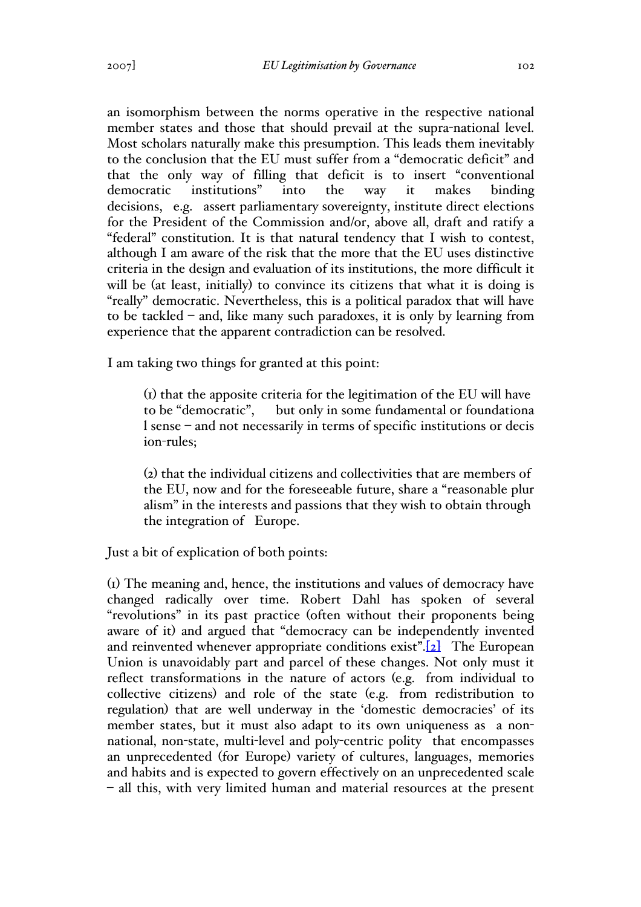an isomorphism between the norms operative in the respective national member states and those that should prevail at the supra-national level. Most scholars naturally make this presumption. This leads them inevitably to the conclusion that the EU must suffer from a "democratic deficit" and that the only way of filling that deficit is to insert "conventional democratic institutions" into the way it makes binding decisions, e.g. assert parliamentary sovereignty, institute direct elections for the President of the Commission and/or, above all, draft and ratify a "federal" constitution. It is that natural tendency that I wish to contest, although I am aware of the risk that the more that the EU uses distinctive criteria in the design and evaluation of its institutions, the more difficult it will be (at least, initially) to convince its citizens that what it is doing is "really" democratic. Nevertheless, this is a political paradox that will have to be tackled – and, like many such paradoxes, it is only by learning from experience that the apparent contradiction can be resolved.

I am taking two things for granted at this point:

> (1) that the apposite criteria for the legitimation of the EU will have to be "democratic", but only in some fundamental or foundational sense – and not necessarily in terms of specific institutions or decision-rules;
>
> (2) that the individual citizens and collectivities that are members of the EU, now and for the foreseeable future, share a "reasonable pluralism" in the interests and passions that they wish to obtain through the integration of Europe.

Just a bit of explication of both points:

(1) The meaning and, hence, the institutions and values of democracy have changed radically over time. Robert Dahl has spoken of several "revolutions" in its past practice (often without their proponents being aware of it) and argued that "democracy can be independently invented and reinvented whenever appropriate conditions exist".[2] The European Union is unavoidably part and parcel of these changes. Not only must it reflect transformations in the nature of actors (e.g. from individual to collective citizens) and role of the state (e.g. from redistribution to regulation) that are well underway in the 'domestic democracies' of its member states, but it must also adapt to its own uniqueness as a non-national, non-state, multi-level and poly-centric polity that encompasses an unprecedented (for Europe) variety of cultures, languages, memories and habits and is expected to govern effectively on an unprecedented scale – all this, with very limited human and material resources at the present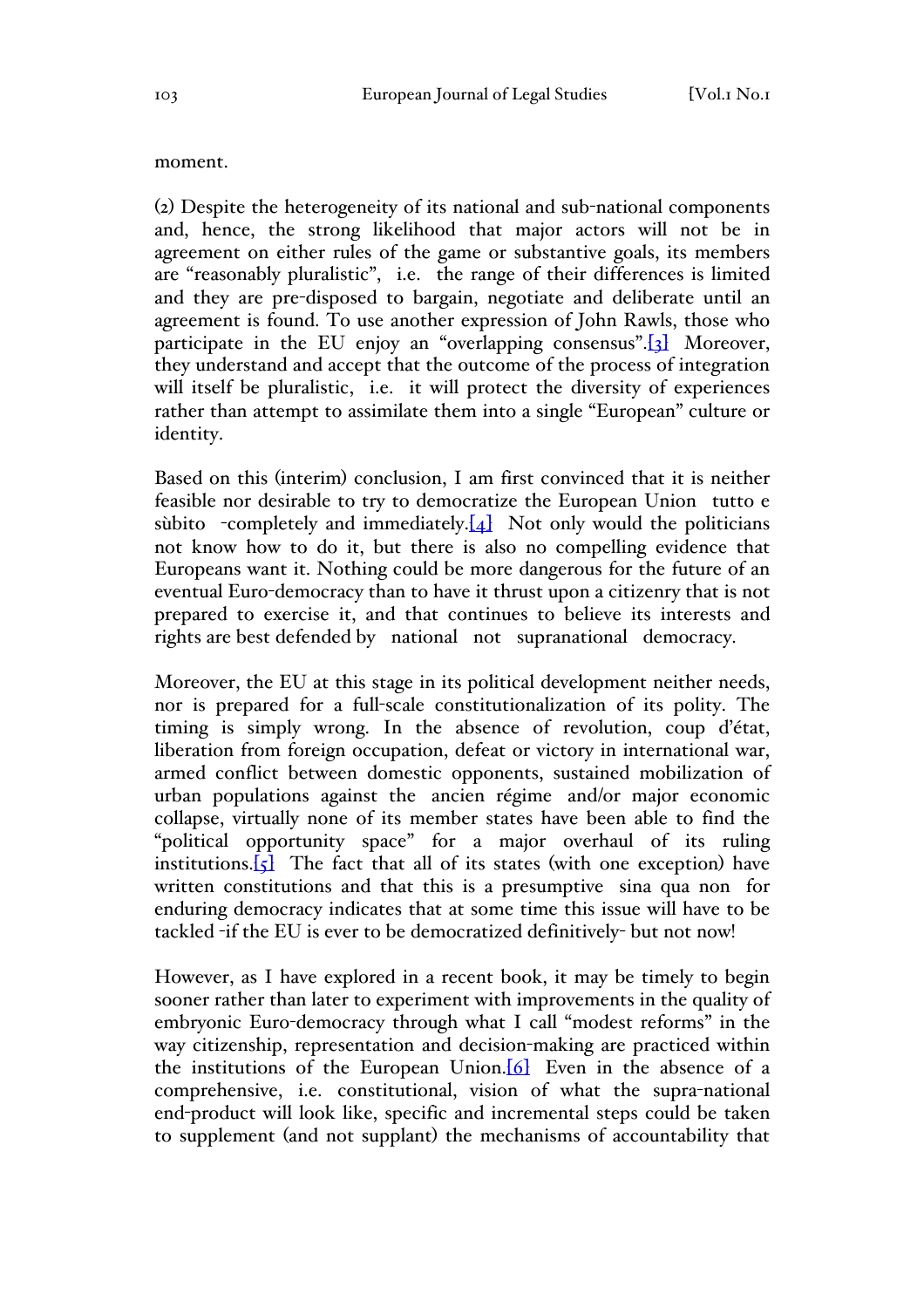moment.

(2) Despite the heterogeneity of its national and sub-national components and, hence, the strong likelihood that major actors will not be in agreement on either rules of the game or substantive goals, its members are "reasonably pluralistic", i.e. the range of their differences is limited and they are pre-disposed to bargain, negotiate and deliberate until an agreement is found. To use another expression of John Rawls, those who participate in the EU enjoy an "overlapping consensus".[3] Moreover, they understand and accept that the outcome of the process of integration will itself be pluralistic, i.e. it will protect the diversity of experiences rather than attempt to assimilate them into a single "European" culture or identity.

Based on this (interim) conclusion, I am first convinced that it is neither feasible nor desirable to try to democratize the European Union *tutto e sùbito* -completely and immediately.[4] Not only would the politicians not know how to do it, but there is also no compelling evidence that Europeans want it. Nothing could be more dangerous for the future of an eventual Euro-democracy than to have it thrust upon a citizenry that is not prepared to exercise it, and that continues to believe its interests and rights are best defended by *national* not *supranational* democracy.

Moreover, the EU at this stage in its political development neither needs, nor is prepared for a full-scale constitutionalization of its polity. The timing is simply wrong. In the absence of revolution, coup d'état, liberation from foreign occupation, defeat or victory in international war, armed conflict between domestic opponents, sustained mobilization of urban populations against the *ancien régime* and/or major economic collapse, virtually none of its member states have been able to find the "political opportunity space" for a major overhaul of its ruling institutions.[5] The fact that all of its states (with one exception) have written constitutions and that this is a presumptive *sina qua non* for enduring democracy indicates that at some time this issue will have to be tackled -if the EU is ever to be democratized definitively- but not now!

However, as I have explored in a recent book, it may be timely to begin sooner rather than later to experiment with improvements in the quality of embryonic Euro-democracy through what I call "modest reforms" in the way citizenship, representation and decision-making are practiced within the institutions of the European Union.[6] Even in the absence of a comprehensive, i.e. constitutional, vision of what the supra-national end-product will look like, specific and incremental steps could be taken to supplement (and not supplant) the mechanisms of accountability that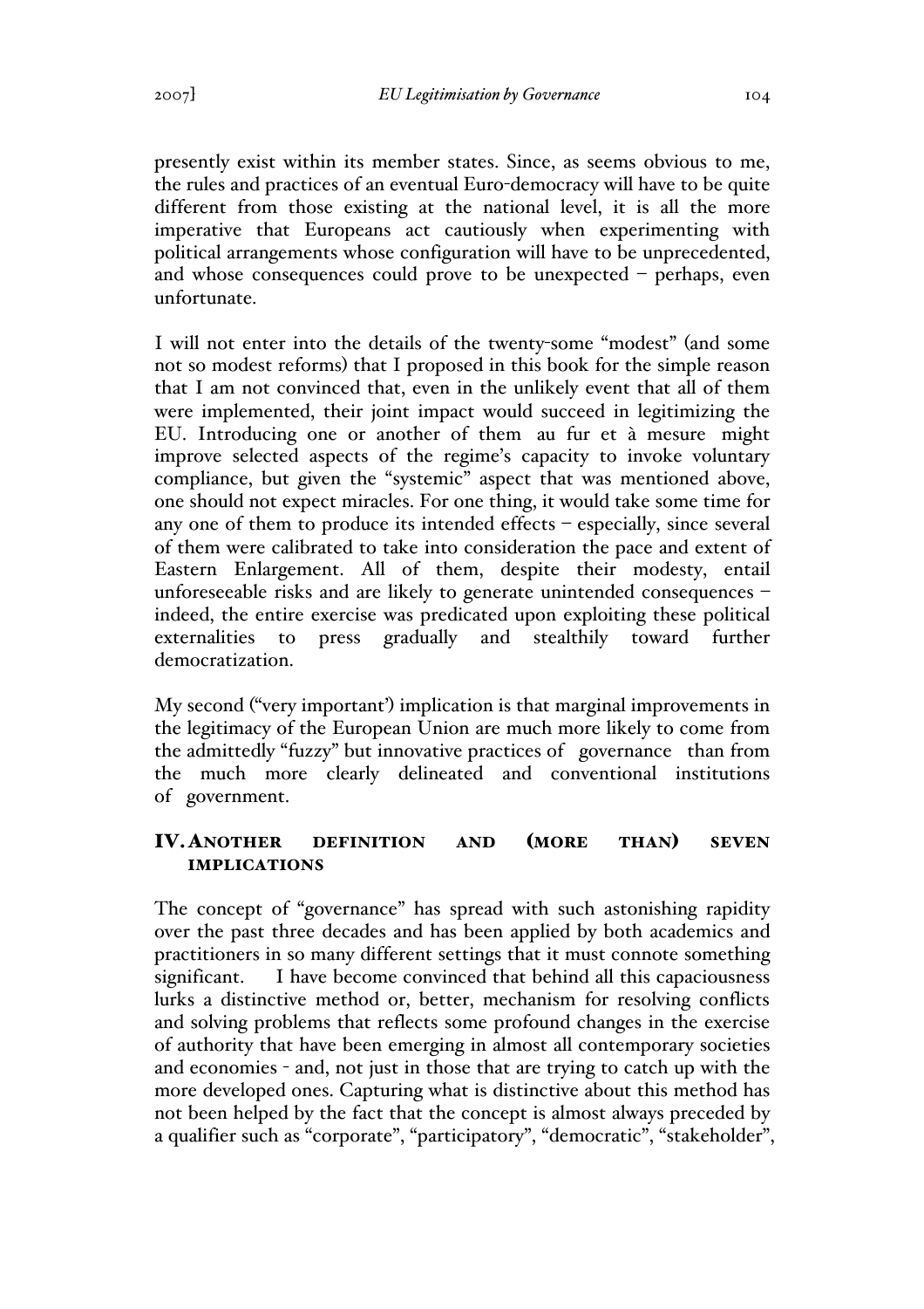presently exist within its member states. Since, as seems obvious to me, the rules and practices of an eventual Euro-democracy will have to be quite different from those existing at the national level, it is all the more imperative that Europeans act cautiously when experimenting with political arrangements whose configuration will have to be unprecedented, and whose consequences could prove to be unexpected – perhaps, even unfortunate.

I will not enter into the details of the twenty-some "modest" (and some not so modest reforms) that I proposed in this book for the simple reason that I am not convinced that, even in the unlikely event that all of them were implemented, their joint impact would succeed in legitimizing the EU. Introducing one or another of them *au fur et à mesure* might improve selected aspects of the regime's capacity to invoke voluntary compliance, but given the "systemic" aspect that was mentioned above, one should not expect miracles. For one thing, it would take some time for any one of them to produce its intended effects – especially, since several of them were calibrated to take into consideration the pace and extent of Eastern Enlargement. All of them, despite their modesty, entail unforeseeable risks and are likely to generate unintended consequences – indeed, the entire exercise was predicated upon exploiting these political externalities to press gradually and stealthily toward further democratization.

My second ("very important') implication is that marginal improvements in the legitimacy of the European Union are much more likely to come from the admittedly "fuzzy" but innovative practices of *governance* than from the much more clearly delineated and conventional institutions of *government*.

## IV. Another definition and (more than) seven implications

The concept of "governance" has spread with such astonishing rapidity over the past three decades and has been applied by both academics and practitioners in so many different settings that it must connote something significant. I have become convinced that behind all this capaciousness lurks a distinctive method or, better, mechanism for resolving conflicts and solving problems that reflects some profound changes in the exercise of authority that have been emerging in almost all contemporary societies and economies - and, not just in those that are trying to catch up with the more developed ones. Capturing what is distinctive about this method has not been helped by the fact that the concept is almost always preceded by a qualifier such as "corporate", "participatory", "democratic", "stakeholder",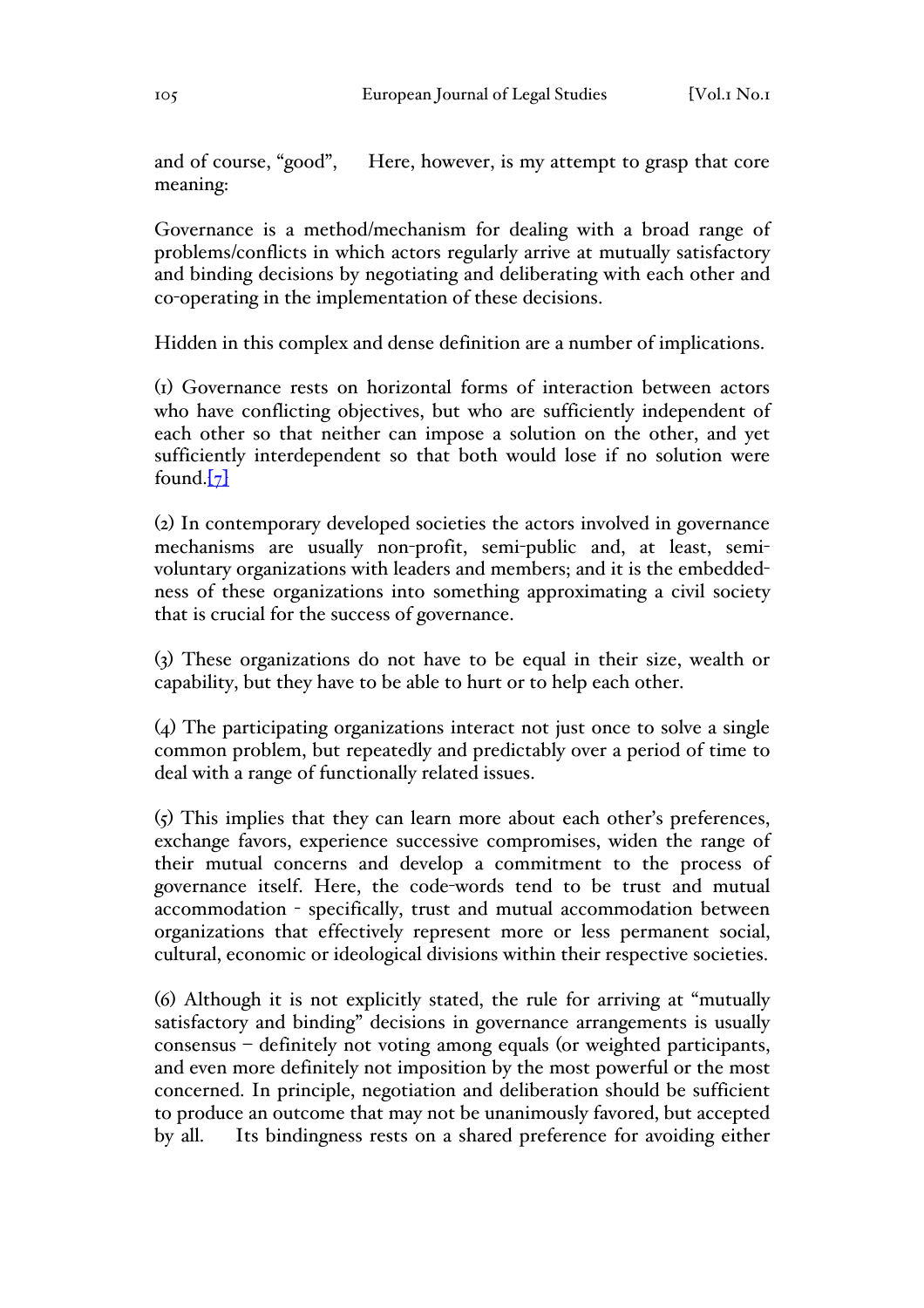and of course, "good", Here, however, is my attempt to grasp that core meaning:

Governance is a method/mechanism for dealing with a broad range of problems/conflicts in which actors regularly arrive at mutually satisfactory and binding decisions by negotiating and deliberating with each other and co-operating in the implementation of these decisions.

Hidden in this complex and dense definition are a number of implications.

(1) Governance rests on horizontal forms of interaction between actors who have conflicting objectives, but who are sufficiently independent of each other so that neither can impose a solution on the other, and yet sufficiently interdependent so that both would lose if no solution were found.[7]

(2) In contemporary developed societies the actors involved in governance mechanisms are usually non-profit, semi-public and, at least, semi-voluntary organizations with leaders and members; and it is the embeddedness of these organizations into something approximating a civil society that is crucial for the success of governance.

(3) These organizations do not have to be equal in their size, wealth or capability, but they have to be able to hurt or to help each other.

(4) The participating organizations interact not just once to solve a single common problem, but repeatedly and predictably over a period of time to deal with a range of functionally related issues.

(5) This implies that they can learn more about each other's preferences, exchange favors, experience successive compromises, widen the range of their mutual concerns and develop a commitment to the process of governance itself. Here, the code-words tend to be trust and mutual accommodation - specifically, trust and mutual accommodation between organizations that effectively represent more or less permanent social, cultural, economic or ideological divisions within their respective societies.

(6) Although it is not explicitly stated, the rule for arriving at "mutually satisfactory and binding" decisions in governance arrangements is usually consensus – definitely not voting among equals (or weighted participants, and even more definitely not imposition by the most powerful or the most concerned. In principle, negotiation and deliberation should be sufficient to produce an outcome that may not be unanimously favored, but accepted by all. Its bindingness rests on a shared preference for avoiding either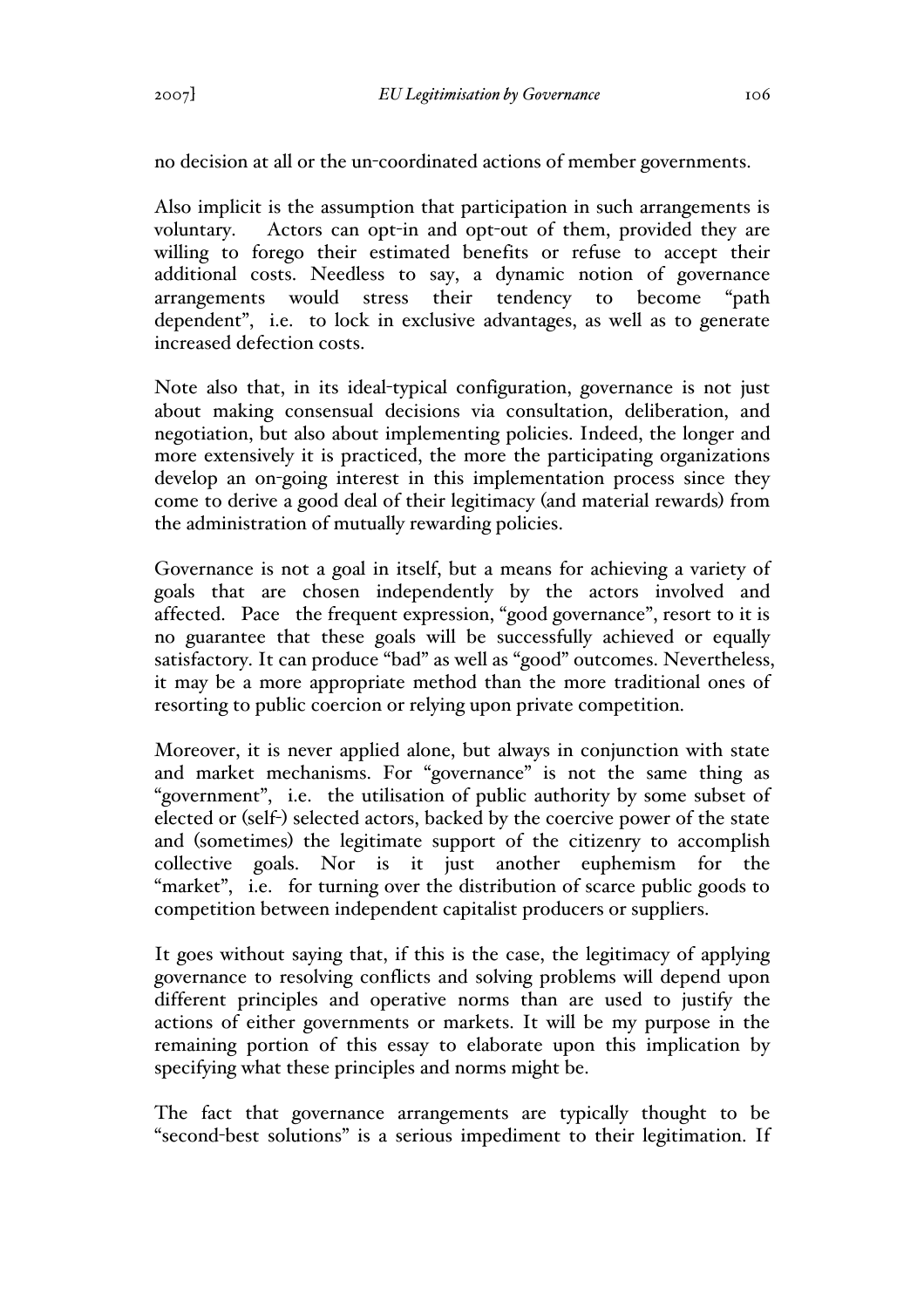no decision at all or the un-coordinated actions of member governments.

Also implicit is the assumption that participation in such arrangements is voluntary. Actors can opt-in and opt-out of them, provided they are willing to forego their estimated benefits or refuse to accept their additional costs. Needless to say, a dynamic notion of governance arrangements would stress their tendency to become "path dependent", i.e. to lock in exclusive advantages, as well as to generate increased defection costs.

Note also that, in its ideal-typical configuration, governance is not just about making consensual decisions via consultation, deliberation, and negotiation, but also about implementing policies. Indeed, the longer and more extensively it is practiced, the more the participating organizations develop an on-going interest in this implementation process since they come to derive a good deal of their legitimacy (and material rewards) from the administration of mutually rewarding policies.

Governance is not a goal in itself, but a means for achieving a variety of goals that are chosen independently by the actors involved and affected. Pace the frequent expression, "good governance", resort to it is no guarantee that these goals will be successfully achieved or equally satisfactory. It can produce "bad" as well as "good" outcomes. Nevertheless, it may be a more appropriate method than the more traditional ones of resorting to public coercion or relying upon private competition.

Moreover, it is never applied alone, but always in conjunction with state and market mechanisms. For "governance" is not the same thing as "government", i.e. the utilisation of public authority by some subset of elected or (self-) selected actors, backed by the coercive power of the state and (sometimes) the legitimate support of the citizenry to accomplish collective goals. Nor is it just another euphemism for the "market", i.e. for turning over the distribution of scarce public goods to competition between independent capitalist producers or suppliers.

It goes without saying that, if this is the case, the legitimacy of applying governance to resolving conflicts and solving problems will depend upon different principles and operative norms than are used to justify the actions of either governments or markets. It will be my purpose in the remaining portion of this essay to elaborate upon this implication by specifying what these principles and norms might be.

The fact that governance arrangements are typically thought to be "second-best solutions" is a serious impediment to their legitimation. If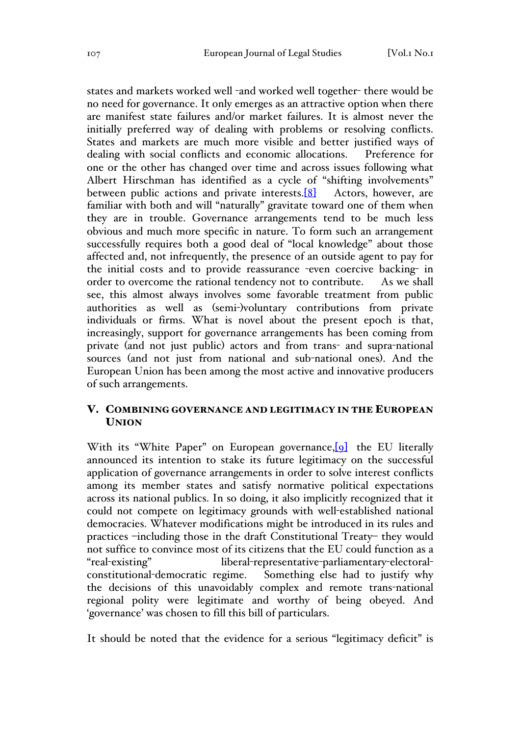states and markets worked well -and worked well together- there would be no need for governance. It only emerges as an attractive option when there are manifest state failures and/or market failures. It is almost never the initially preferred way of dealing with problems or resolving conflicts. States and markets are much more visible and better justified ways of dealing with social conflicts and economic allocations. Preference for one or the other has changed over time and across issues following what Albert Hirschman has identified as a cycle of "shifting involvements" between public actions and private interests.[8] Actors, however, are familiar with both and will "naturally" gravitate toward one of them when they are in trouble. Governance arrangements tend to be much less obvious and much more specific in nature. To form such an arrangement successfully requires both a good deal of "local knowledge" about those affected and, not infrequently, the presence of an outside agent to pay for the initial costs and to provide reassurance -even coercive backing- in order to overcome the rational tendency not to contribute. As we shall see, this almost always involves some favorable treatment from public authorities as well as (semi-)voluntary contributions from private individuals or firms. What is novel about the present epoch is that, increasingly, support for governance arrangements has been coming from private (and not just public) actors and from trans- and supra-national sources (and not just from national and sub-national ones). And the European Union has been among the most active and innovative producers of such arrangements.

## V. Combining governance and legitimacy in the European Union

With its "White Paper" on European governance,[9] the EU literally announced its intention to stake its future legitimacy on the successful application of governance arrangements in order to solve interest conflicts among its member states and satisfy normative political expectations across its national publics. In so doing, it also implicitly recognized that it could not compete on legitimacy grounds with well-established national democracies. Whatever modifications might be introduced in its rules and practices –including those in the draft Constitutional Treaty– they would not suffice to convince most of its citizens that the EU could function as a "real-existing" liberal-representative-parliamentary-electoral-constitutional-democratic regime. Something else had to justify why the decisions of this unavoidably complex and remote trans-national regional polity were legitimate and worthy of being obeyed. And 'governance' was chosen to fill this bill of particulars.

It should be noted that the evidence for a serious "legitimacy deficit" is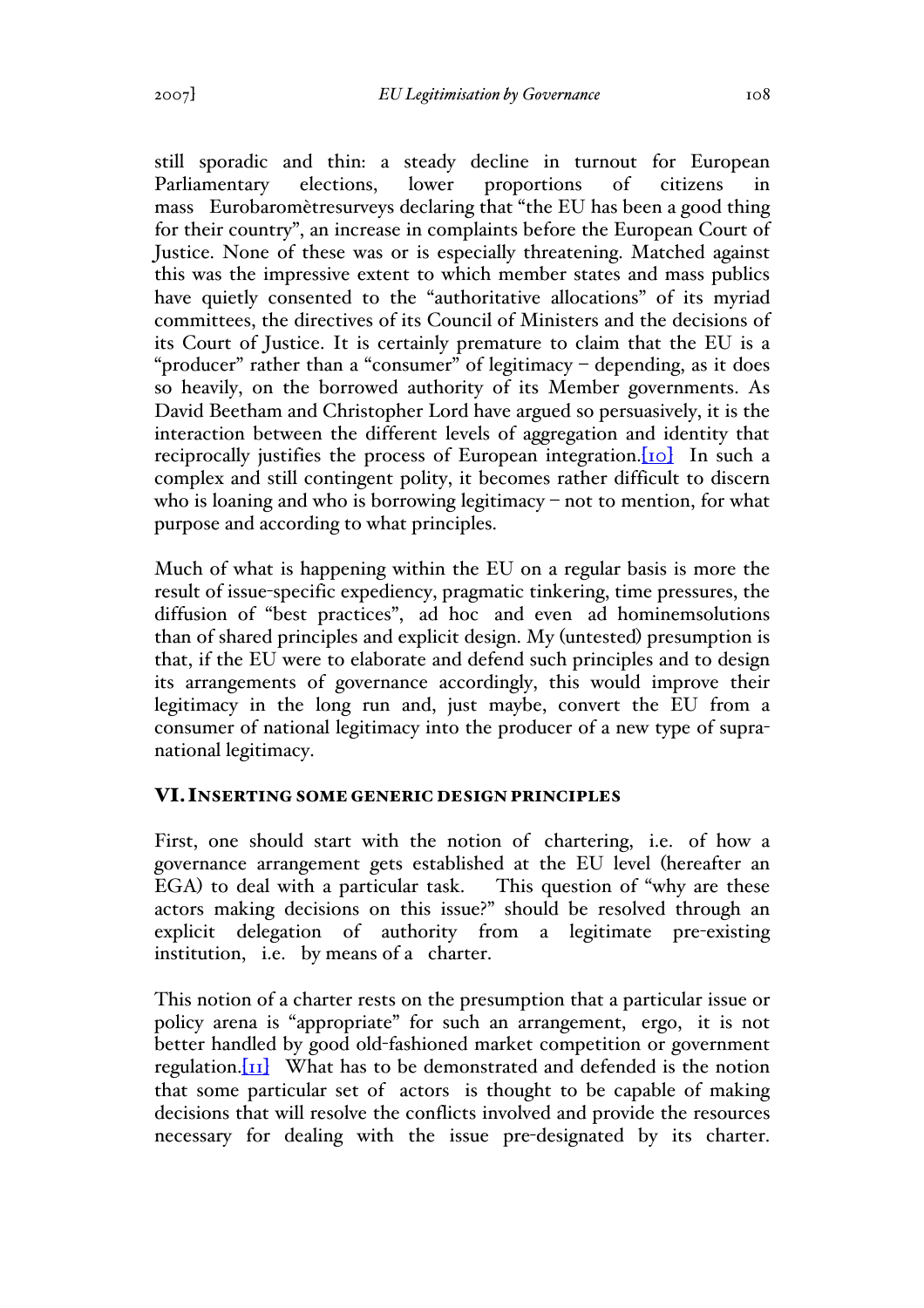still sporadic and thin: a steady decline in turnout for European Parliamentary elections, lower proportions of citizens in mass Eurobaromètresurveys declaring that "the EU has been a good thing for their country", an increase in complaints before the European Court of Justice. None of these was or is especially threatening. Matched against this was the impressive extent to which member states and mass publics have quietly consented to the "authoritative allocations" of its myriad committees, the directives of its Council of Ministers and the decisions of its Court of Justice. It is certainly premature to claim that the EU is a "producer" rather than a "consumer" of legitimacy – depending, as it does so heavily, on the borrowed authority of its Member governments. As David Beetham and Christopher Lord have argued so persuasively, it is the interaction between the different levels of aggregation and identity that reciprocally justifies the process of European integration.[10] In such a complex and still contingent polity, it becomes rather difficult to discern who is loaning and who is borrowing legitimacy – not to mention, for what purpose and according to what principles.

Much of what is happening within the EU on a regular basis is more the result of issue-specific expediency, pragmatic tinkering, time pressures, the diffusion of "best practices", ad hoc and even ad hominemsolutions than of shared principles and explicit design. My (untested) presumption is that, if the EU were to elaborate and defend such principles and to design its arrangements of governance accordingly, this would improve their legitimacy in the long run and, just maybe, convert the EU from a consumer of national legitimacy into the producer of a new type of supra-national legitimacy.

## VI. Inserting some generic design principles

First, one should start with the notion of chartering, i.e. of how a governance arrangement gets established at the EU level (hereafter an EGA) to deal with a particular task. This question of "why are these actors making decisions on this issue?" should be resolved through an explicit delegation of authority from a legitimate pre-existing institution, i.e. by means of a charter.

This notion of a charter rests on the presumption that a particular issue or policy arena is "appropriate" for such an arrangement, ergo, it is not better handled by good old-fashioned market competition or government regulation.[11] What has to be demonstrated and defended is the notion that some particular set of actors is thought to be capable of making decisions that will resolve the conflicts involved and provide the resources necessary for dealing with the issue pre-designated by its charter.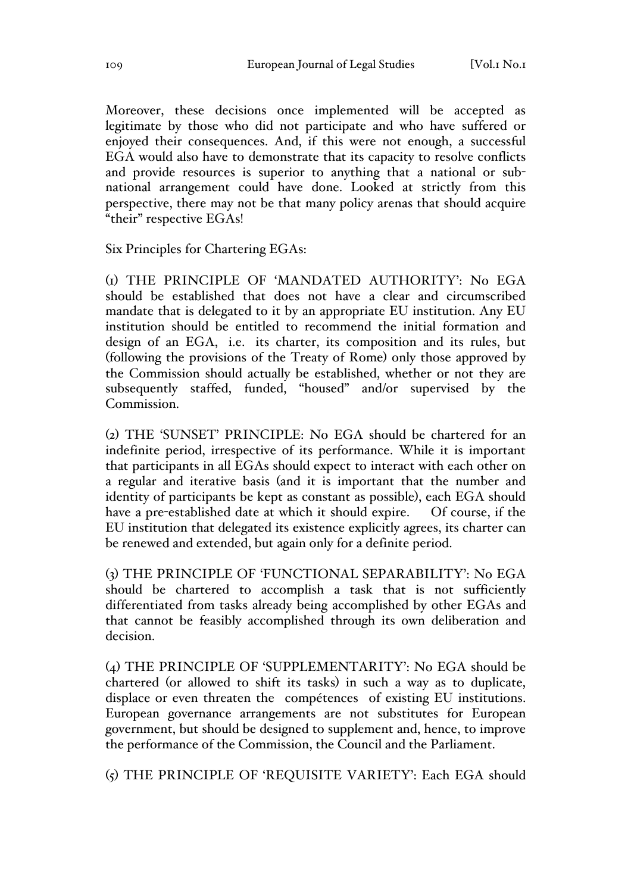Moreover, these decisions once implemented will be accepted as legitimate by those who did not participate and who have suffered or enjoyed their consequences. And, if this were not enough, a successful EGA would also have to demonstrate that its capacity to resolve conflicts and provide resources is superior to anything that a national or sub-national arrangement could have done. Looked at strictly from this perspective, there may not be that many policy arenas that should acquire "their" respective EGAs!

Six Principles for Chartering EGAs:

(1) THE PRINCIPLE OF 'MANDATED AUTHORITY': No EGA should be established that does not have a clear and circumscribed mandate that is delegated to it by an appropriate EU institution. Any EU institution should be entitled to recommend the initial formation and design of an EGA, i.e. its charter, its composition and its rules, but (following the provisions of the Treaty of Rome) only those approved by the Commission should actually be established, whether or not they are subsequently staffed, funded, "housed" and/or supervised by the Commission.

(2) THE 'SUNSET' PRINCIPLE: No EGA should be chartered for an indefinite period, irrespective of its performance. While it is important that participants in all EGAs should expect to interact with each other on a regular and iterative basis (and it is important that the number and identity of participants be kept as constant as possible), each EGA should have a pre-established date at which it should expire. Of course, if the EU institution that delegated its existence explicitly agrees, its charter can be renewed and extended, but again only for a definite period.

(3) THE PRINCIPLE OF 'FUNCTIONAL SEPARABILITY': No EGA should be chartered to accomplish a task that is not sufficiently differentiated from tasks already being accomplished by other EGAs and that cannot be feasibly accomplished through its own deliberation and decision.

(4) THE PRINCIPLE OF 'SUPPLEMENTARITY': No EGA should be chartered (or allowed to shift its tasks) in such a way as to duplicate, displace or even threaten the compétences of existing EU institutions. European governance arrangements are not substitutes for European government, but should be designed to supplement and, hence, to improve the performance of the Commission, the Council and the Parliament.

(5) THE PRINCIPLE OF 'REQUISITE VARIETY': Each EGA should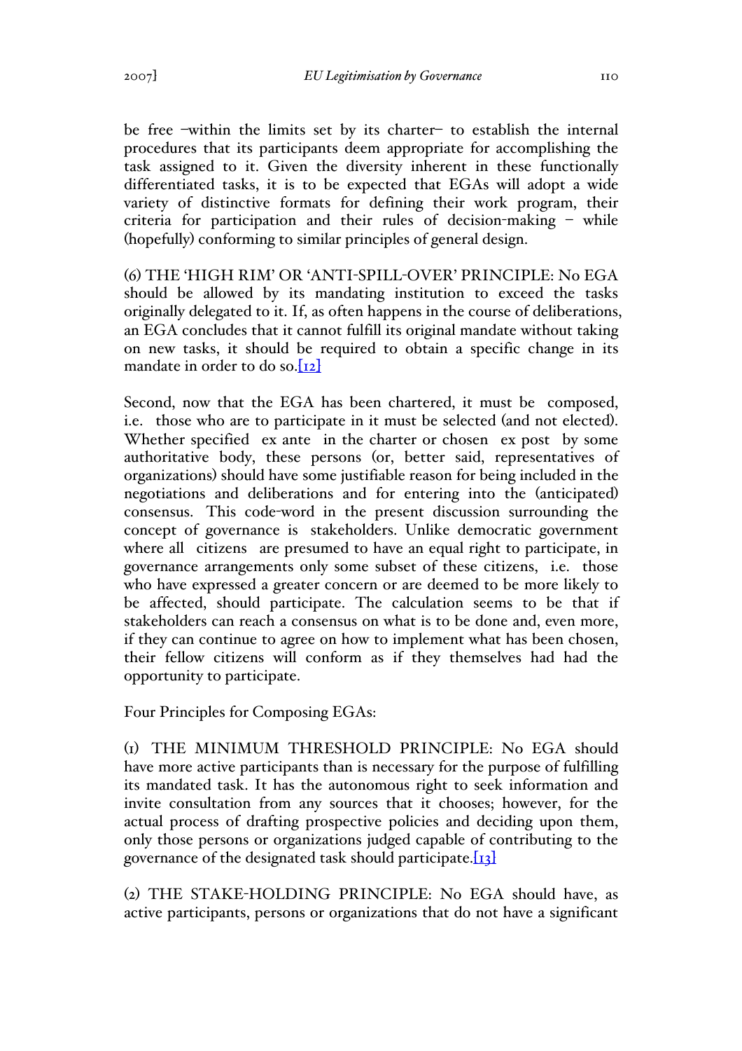be free –within the limits set by its charter– to establish the internal procedures that its participants deem appropriate for accomplishing the task assigned to it. Given the diversity inherent in these functionally differentiated tasks, it is to be expected that EGAs will adopt a wide variety of distinctive formats for defining their work program, their criteria for participation and their rules of decision-making – while (hopefully) conforming to similar principles of general design.

(6) THE 'HIGH RIM' OR 'ANTI-SPILL-OVER' PRINCIPLE: No EGA should be allowed by its mandating institution to exceed the tasks originally delegated to it. If, as often happens in the course of deliberations, an EGA concludes that it cannot fulfill its original mandate without taking on new tasks, it should be required to obtain a specific change in its mandate in order to do so.[12]

Second, now that the EGA has been chartered, it must be composed, i.e. those who are to participate in it must be selected (and not elected). Whether specified *ex ante* in the charter or chosen *ex post* by some authoritative body, these persons (or, better said, representatives of organizations) should have some justifiable reason for being included in the negotiations and deliberations and for entering into the (anticipated) consensus. This code-word in the present discussion surrounding the concept of governance is *stakeholders*. Unlike democratic government where all *citizens* are presumed to have an equal right to participate, in governance arrangements only some subset of these citizens, i.e. those who have expressed a greater concern or are deemed to be more likely to be affected, should participate. The calculation seems to be that if stakeholders can reach a consensus on what is to be done and, even more, if they can continue to agree on how to implement what has been chosen, their fellow citizens will conform as if they themselves had had the opportunity to participate.

Four Principles for Composing EGAs:

(1) THE MINIMUM THRESHOLD PRINCIPLE: No EGA should have more active participants than is necessary for the purpose of fulfilling its mandated task. It has the autonomous right to seek information and invite consultation from any sources that it chooses; however, for the actual process of drafting prospective policies and deciding upon them, only those persons or organizations judged capable of contributing to the governance of the designated task should participate.[13]

(2) THE STAKE-HOLDING PRINCIPLE: No EGA should have, as active participants, persons or organizations that do not have a significant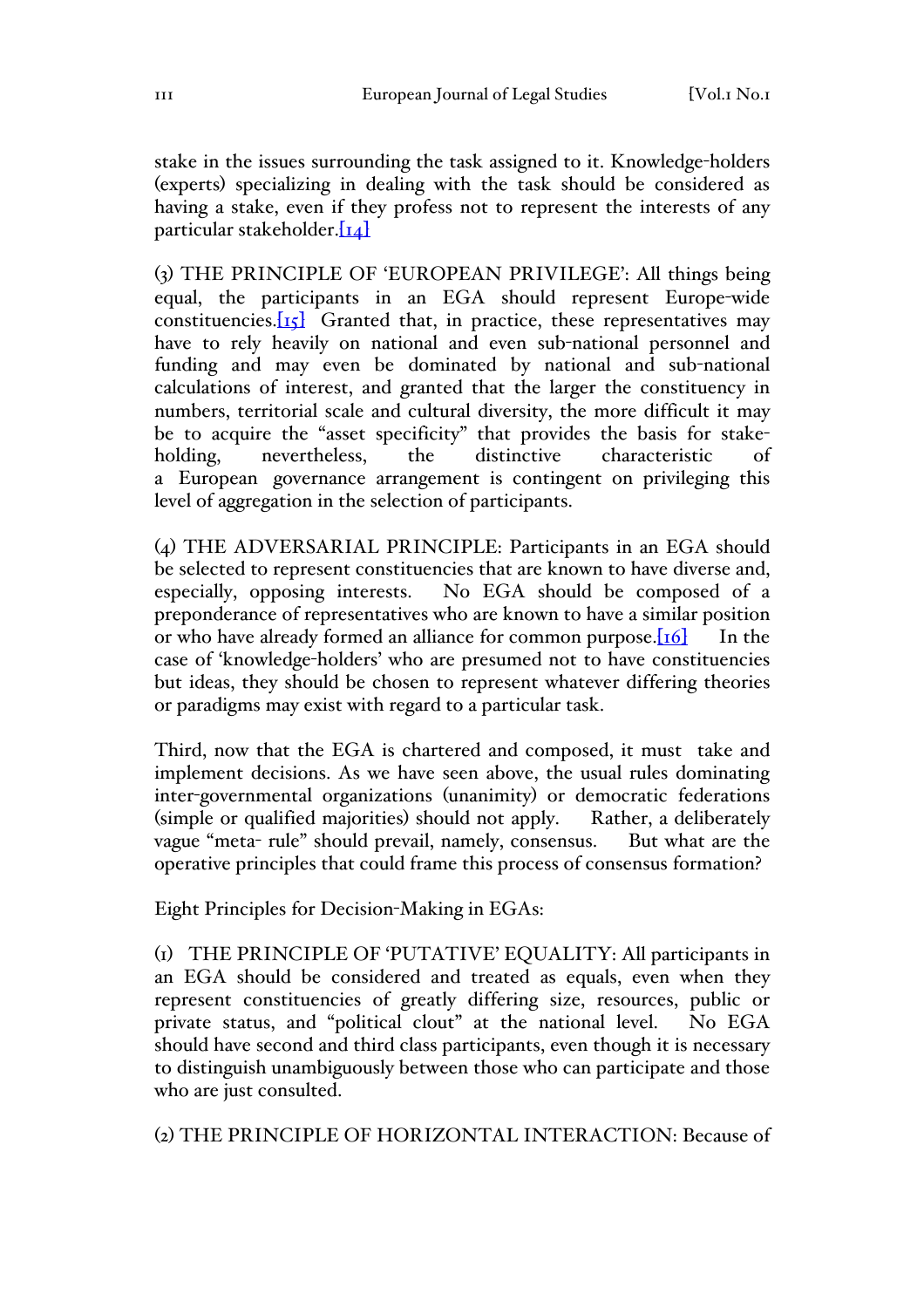stake in the issues surrounding the task assigned to it. Knowledge-holders (experts) specializing in dealing with the task should be considered as having a stake, even if they profess not to represent the interests of any particular stakeholder.[14]

(3) THE PRINCIPLE OF 'EUROPEAN PRIVILEGE': All things being equal, the participants in an EGA should represent Europe-wide constituencies.[15] Granted that, in practice, these representatives may have to rely heavily on national and even sub-national personnel and funding and may even be dominated by national and sub-national calculations of interest, and granted that the larger the constituency in numbers, territorial scale and cultural diversity, the more difficult it may be to acquire the "asset specificity" that provides the basis for stake-holding, nevertheless, the distinctive characteristic of a European governance arrangement is contingent on privileging this level of aggregation in the selection of participants.

(4) THE ADVERSARIAL PRINCIPLE: Participants in an EGA should be selected to represent constituencies that are known to have diverse and, especially, opposing interests. No EGA should be composed of a preponderance of representatives who are known to have a similar position or who have already formed an alliance for common purpose.[16] In the case of 'knowledge-holders' who are presumed not to have constituencies but ideas, they should be chosen to represent whatever differing theories or paradigms may exist with regard to a particular task.

Third, now that the EGA is chartered and composed, it must take and implement decisions. As we have seen above, the usual rules dominating inter-governmental organizations (unanimity) or democratic federations (simple or qualified majorities) should not apply. Rather, a deliberately vague "meta- rule" should prevail, namely, consensus. But what are the operative principles that could frame this process of consensus formation?

Eight Principles for Decision-Making in EGAs:

(1) THE PRINCIPLE OF 'PUTATIVE' EQUALITY: All participants in an EGA should be considered and treated as equals, even when they represent constituencies of greatly differing size, resources, public or private status, and "political clout" at the national level. No EGA should have second and third class participants, even though it is necessary to distinguish unambiguously between those who can participate and those who are just consulted.

(2) THE PRINCIPLE OF HORIZONTAL INTERACTION: Because of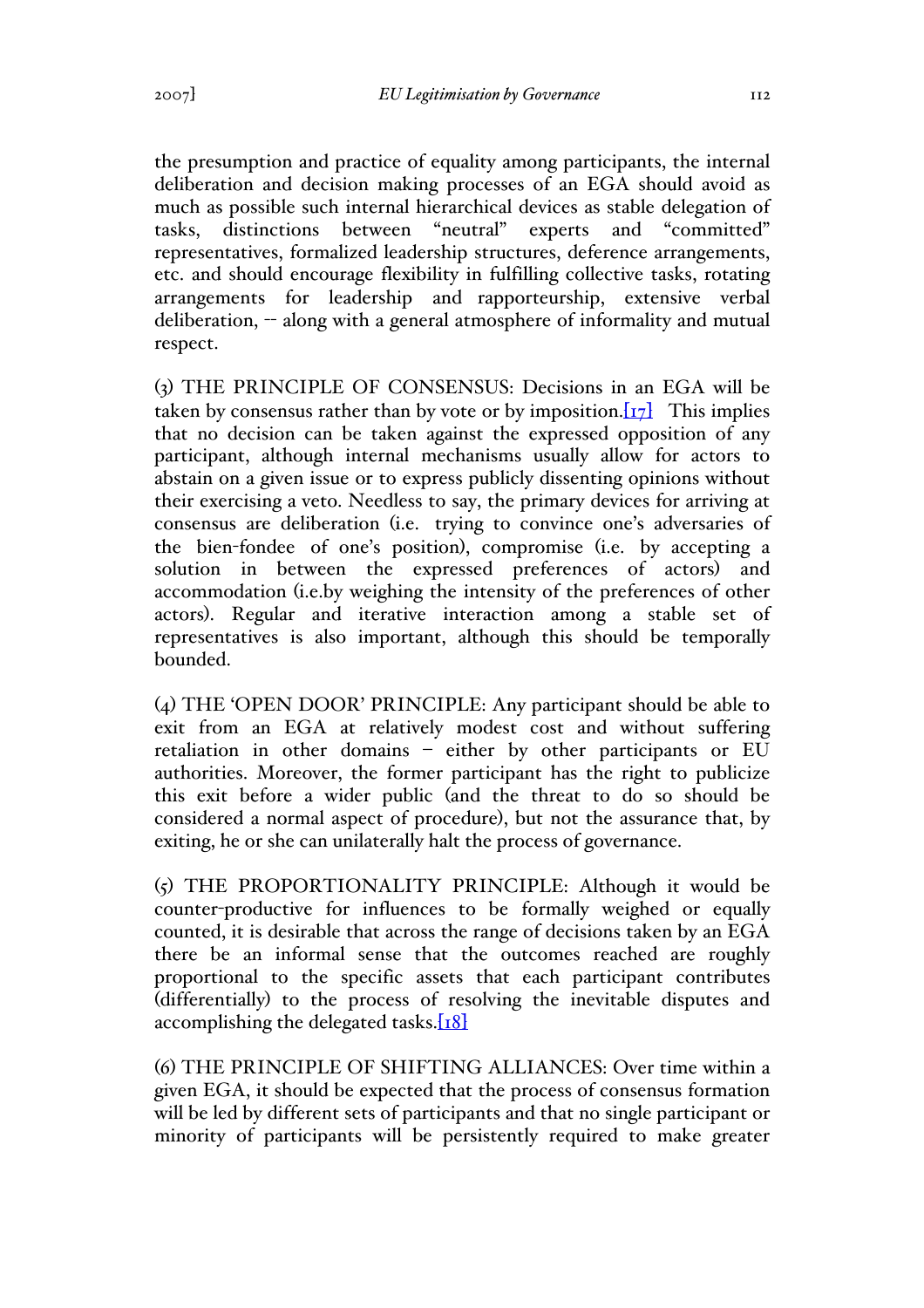the presumption and practice of equality among participants, the internal deliberation and decision making processes of an EGA should avoid as much as possible such internal hierarchical devices as stable delegation of tasks, distinctions between "neutral" experts and "committed" representatives, formalized leadership structures, deference arrangements, etc. and should encourage flexibility in fulfilling collective tasks, rotating arrangements for leadership and rapporteurship, extensive verbal deliberation, -- along with a general atmosphere of informality and mutual respect.

(3) THE PRINCIPLE OF CONSENSUS: Decisions in an EGA will be taken by consensus rather than by vote or by imposition.[17] This implies that no decision can be taken against the expressed opposition of any participant, although internal mechanisms usually allow for actors to abstain on a given issue or to express publicly dissenting opinions without their exercising a veto. Needless to say, the primary devices for arriving at consensus are deliberation (i.e. trying to convince one's adversaries of the bien-fondee of one's position), compromise (i.e. by accepting a solution in between the expressed preferences of actors) and accommodation (i.e.by weighing the intensity of the preferences of other actors). Regular and iterative interaction among a stable set of representatives is also important, although this should be temporally bounded.

(4) THE 'OPEN DOOR' PRINCIPLE: Any participant should be able to exit from an EGA at relatively modest cost and without suffering retaliation in other domains – either by other participants or EU authorities. Moreover, the former participant has the right to publicize this exit before a wider public (and the threat to do so should be considered a normal aspect of procedure), but not the assurance that, by exiting, he or she can unilaterally halt the process of governance.

(5) THE PROPORTIONALITY PRINCIPLE: Although it would be counter-productive for influences to be formally weighed or equally counted, it is desirable that across the range of decisions taken by an EGA there be an informal sense that the outcomes reached are roughly proportional to the specific assets that each participant contributes (differentially) to the process of resolving the inevitable disputes and accomplishing the delegated tasks.[18]

(6) THE PRINCIPLE OF SHIFTING ALLIANCES: Over time within a given EGA, it should be expected that the process of consensus formation will be led by different sets of participants and that no single participant or minority of participants will be persistently required to make greater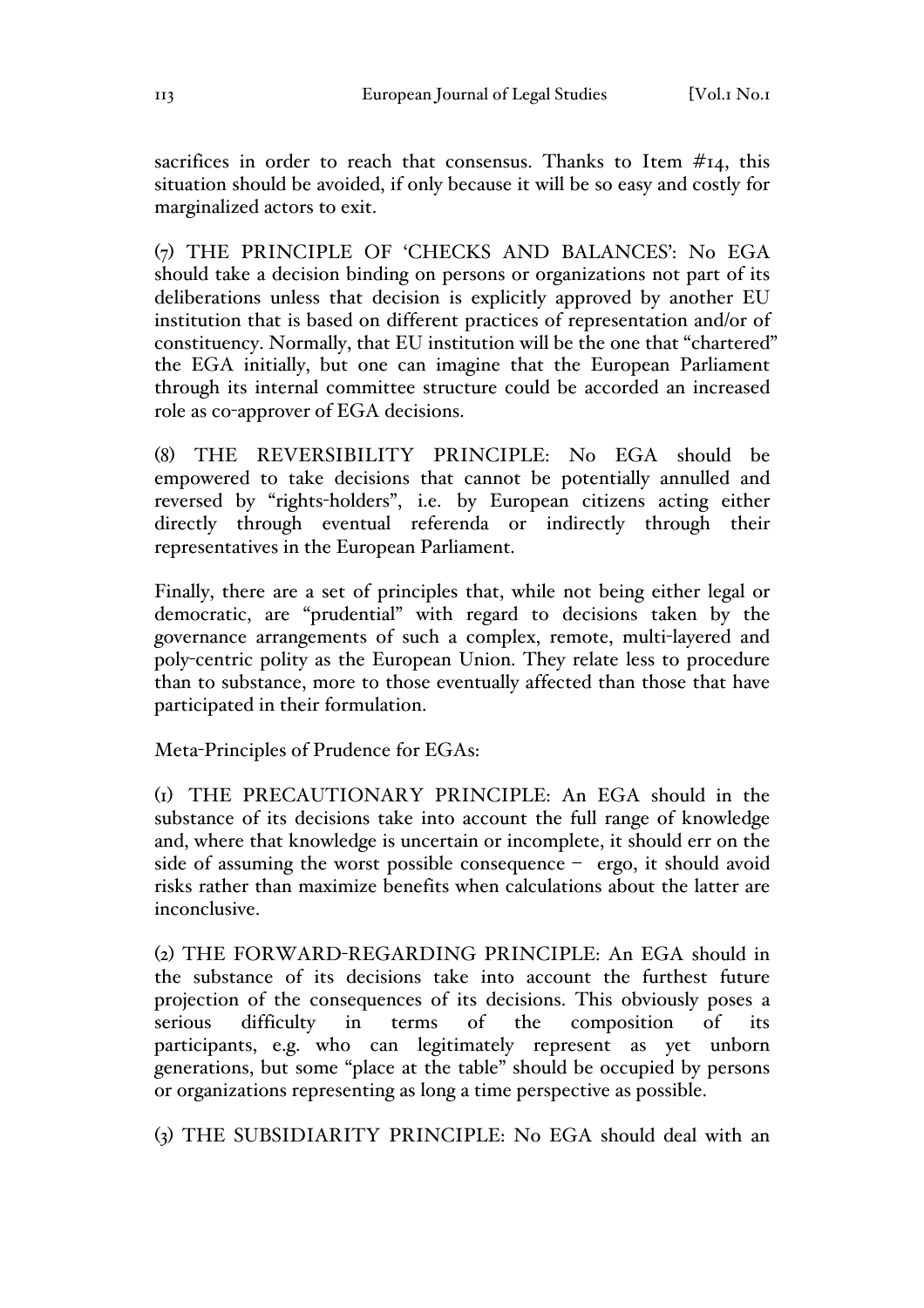sacrifices in order to reach that consensus. Thanks to Item #14, this situation should be avoided, if only because it will be so easy and costly for marginalized actors to exit.

(7) THE PRINCIPLE OF 'CHECKS AND BALANCES': No EGA should take a decision binding on persons or organizations not part of its deliberations unless that decision is explicitly approved by another EU institution that is based on different practices of representation and/or of constituency. Normally, that EU institution will be the one that "chartered" the EGA initially, but one can imagine that the European Parliament through its internal committee structure could be accorded an increased role as co-approver of EGA decisions.

(8) THE REVERSIBILITY PRINCIPLE: No EGA should be empowered to take decisions that cannot be potentially annulled and reversed by "rights-holders", i.e. by European citizens acting either directly through eventual referenda or indirectly through their representatives in the European Parliament.

Finally, there are a set of principles that, while not being either legal or democratic, are "prudential" with regard to decisions taken by the governance arrangements of such a complex, remote, multi-layered and poly-centric polity as the European Union. They relate less to procedure than to substance, more to those eventually affected than those that have participated in their formulation.

Meta-Principles of Prudence for EGAs:

(1) THE PRECAUTIONARY PRINCIPLE: An EGA should in the substance of its decisions take into account the full range of knowledge and, where that knowledge is uncertain or incomplete, it should err on the side of assuming the worst possible consequence – ergo, it should avoid risks rather than maximize benefits when calculations about the latter are inconclusive.

(2) THE FORWARD-REGARDING PRINCIPLE: An EGA should in the substance of its decisions take into account the furthest future projection of the consequences of its decisions. This obviously poses a serious difficulty in terms of the composition of its participants, e.g. who can legitimately represent as yet unborn generations, but some "place at the table" should be occupied by persons or organizations representing as long a time perspective as possible.

(3) THE SUBSIDIARITY PRINCIPLE: No EGA should deal with an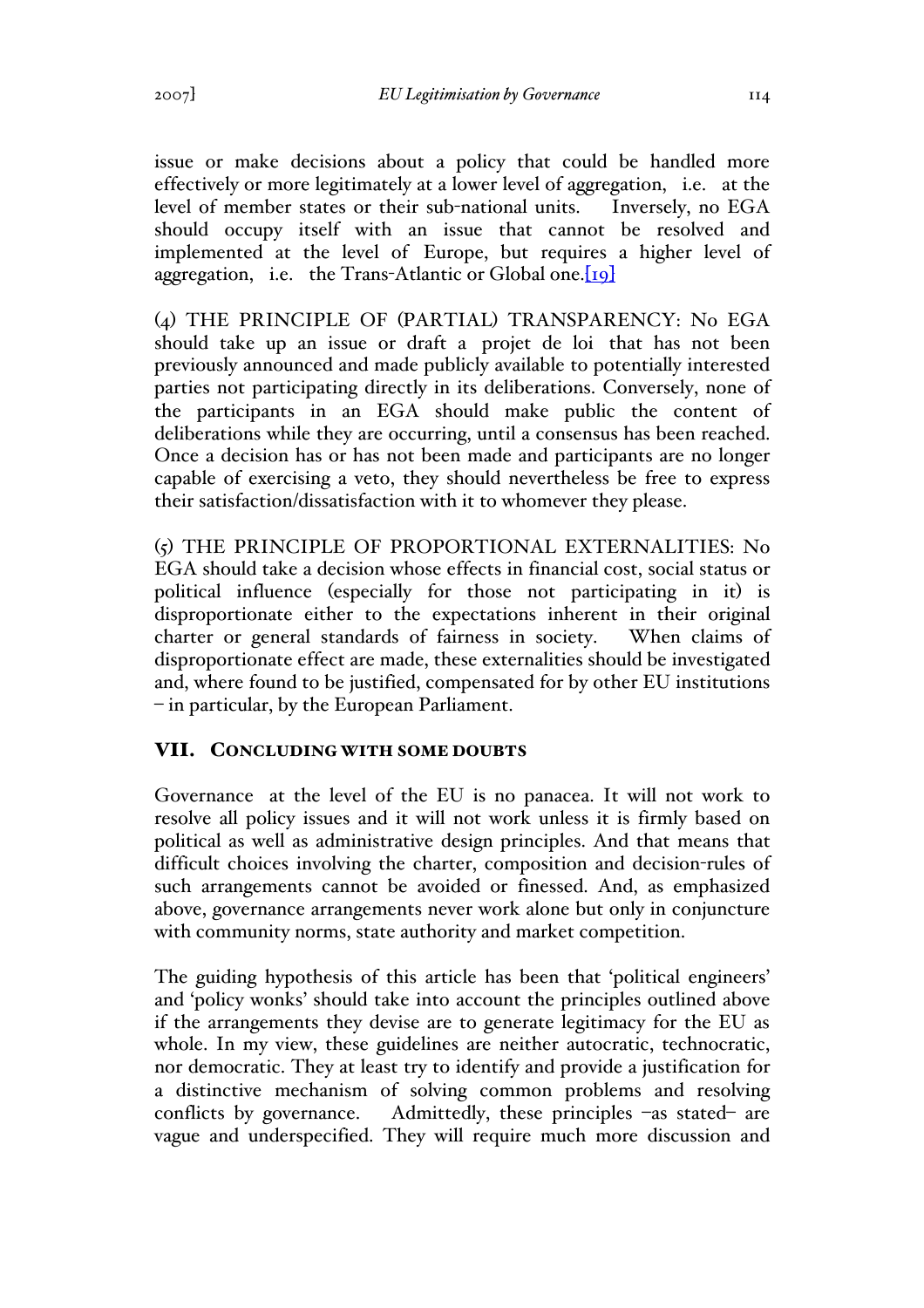issue or make decisions about a policy that could be handled more effectively or more legitimately at a lower level of aggregation, i.e. at the level of member states or their sub-national units. Inversely, no EGA should occupy itself with an issue that cannot be resolved and implemented at the level of Europe, but requires a higher level of aggregation, i.e. the Trans-Atlantic or Global one.[19]

(4) THE PRINCIPLE OF (PARTIAL) TRANSPARENCY: No EGA should take up an issue or draft a *projet de loi* that has not been previously announced and made publicly available to potentially interested parties not participating directly in its deliberations. Conversely, none of the participants in an EGA should make public the content of deliberations while they are occurring, until a consensus has been reached. Once a decision has or has not been made and participants are no longer capable of exercising a veto, they should nevertheless be free to express their satisfaction/dissatisfaction with it to whomever they please.

(5) THE PRINCIPLE OF PROPORTIONAL EXTERNALITIES: No EGA should take a decision whose effects in financial cost, social status or political influence (especially for those not participating in it) is disproportionate either to the expectations inherent in their original charter or general standards of fairness in society. When claims of disproportionate effect are made, these externalities should be investigated and, where found to be justified, compensated for by other EU institutions – in particular, by the European Parliament.

## VII. Concluding with some doubts

Governance at the level of the EU is no panacea. It will not work to resolve all policy issues and it will not work unless it is firmly based on political as well as administrative design principles. And that means that difficult choices involving the charter, composition and decision-rules of such arrangements cannot be avoided or finessed. And, as emphasized above, governance arrangements never work alone but only in conjuncture with community norms, state authority and market competition.

The guiding hypothesis of this article has been that 'political engineers' and 'policy wonks' should take into account the principles outlined above if the arrangements they devise are to generate legitimacy for the EU as whole. In my view, these guidelines are neither autocratic, technocratic, nor democratic. They at least try to identify and provide a justification for a distinctive mechanism of solving common problems and resolving conflicts by governance. Admittedly, these principles –as stated– are vague and underspecified. They will require much more discussion and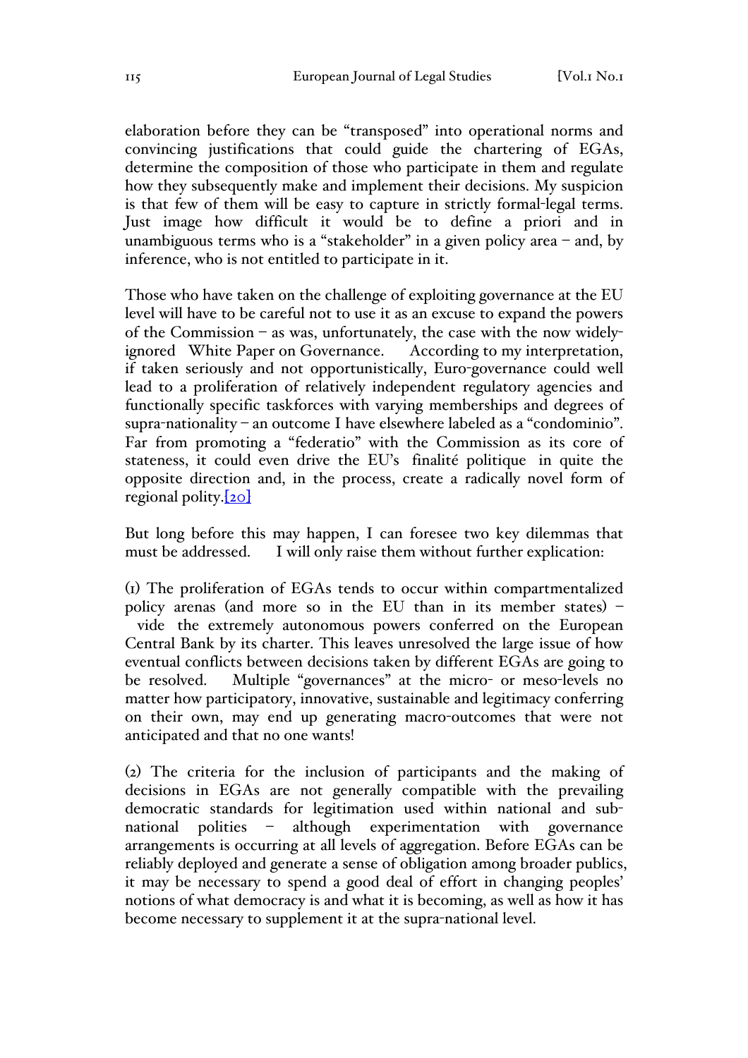elaboration before they can be "transposed" into operational norms and convincing justifications that could guide the chartering of EGAs, determine the composition of those who participate in them and regulate how they subsequently make and implement their decisions. My suspicion is that few of them will be easy to capture in strictly formal-legal terms. Just image how difficult it would be to define a priori and in unambiguous terms who is a "stakeholder" in a given policy area – and, by inference, who is not entitled to participate in it.

Those who have taken on the challenge of exploiting governance at the EU level will have to be careful not to use it as an excuse to expand the powers of the Commission – as was, unfortunately, the case with the now widely-ignored White Paper on Governance. According to my interpretation, if taken seriously and not opportunistically, Euro-governance could well lead to a proliferation of relatively independent regulatory agencies and functionally specific taskforces with varying memberships and degrees of supra-nationality – an outcome I have elsewhere labeled as a "condominio". Far from promoting a "federatio" with the Commission as its core of stateness, it could even drive the EU's finalité politique in quite the opposite direction and, in the process, create a radically novel form of regional polity.[20]

But long before this may happen, I can foresee two key dilemmas that must be addressed. I will only raise them without further explication:

(1) The proliferation of EGAs tends to occur within compartmentalized policy arenas (and more so in the EU than in its member states) – vide the extremely autonomous powers conferred on the European Central Bank by its charter. This leaves unresolved the large issue of how eventual conflicts between decisions taken by different EGAs are going to be resolved. Multiple "governances" at the micro- or meso-levels no matter how participatory, innovative, sustainable and legitimacy conferring on their own, may end up generating macro-outcomes that were not anticipated and that no one wants!

(2) The criteria for the inclusion of participants and the making of decisions in EGAs are not generally compatible with the prevailing democratic standards for legitimation used within national and sub-national polities – although experimentation with governance arrangements is occurring at all levels of aggregation. Before EGAs can be reliably deployed and generate a sense of obligation among broader publics, it may be necessary to spend a good deal of effort in changing peoples' notions of what democracy is and what it is becoming, as well as how it has become necessary to supplement it at the supra-national level.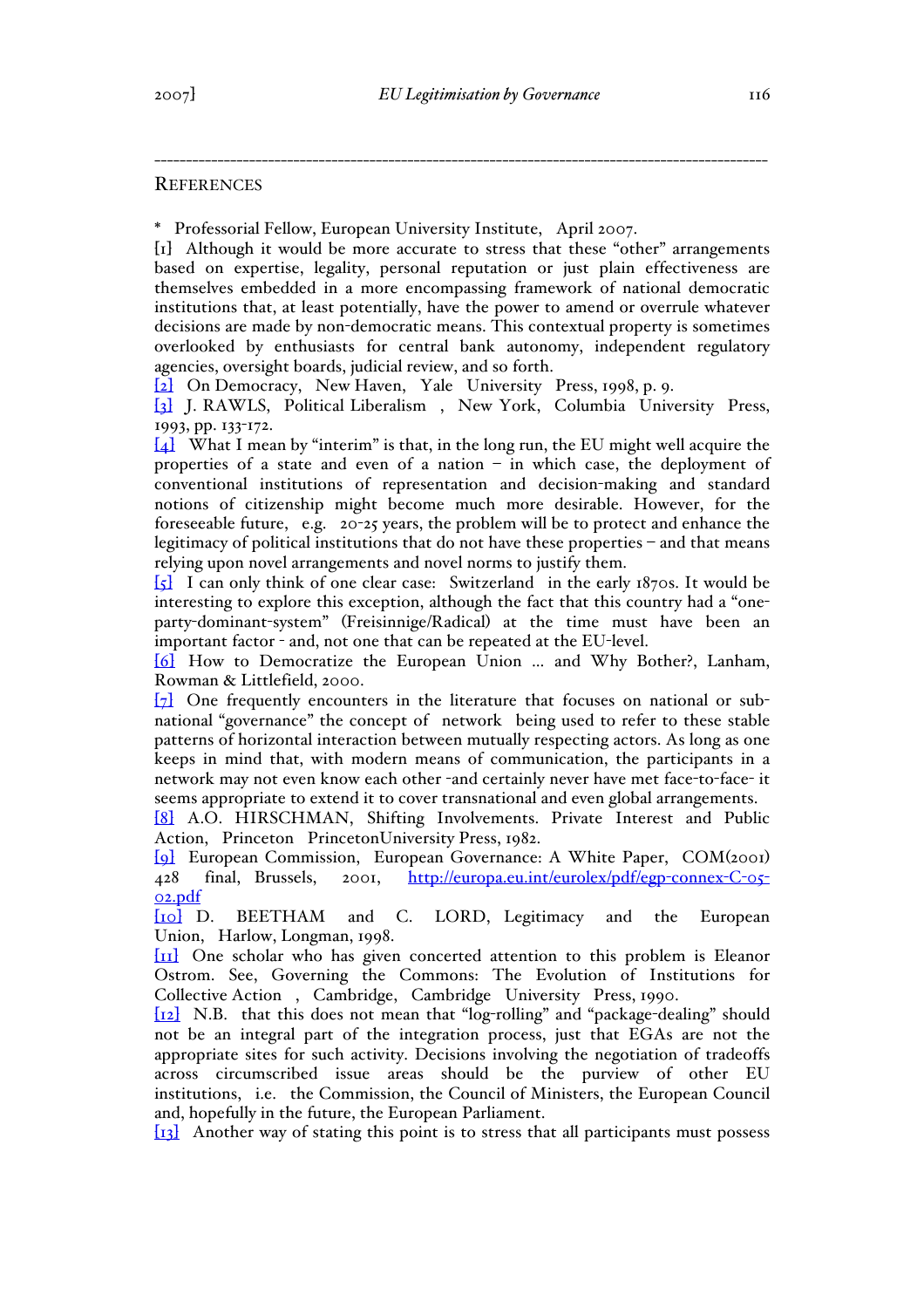---

REFERENCES

\* Professorial Fellow, European University Institute, April 2007.

[1] Although it would be more accurate to stress that these "other" arrangements based on expertise, legality, personal reputation or just plain effectiveness are themselves embedded in a more encompassing framework of national democratic institutions that, at least potentially, have the power to amend or overrule whatever decisions are made by non-democratic means. This contextual property is sometimes overlooked by enthusiasts for central bank autonomy, independent regulatory agencies, oversight boards, judicial review, and so forth.

[2] On Democracy, New Haven, Yale University Press, 1998, p. 9.

[3] J. RAWLS, Political Liberalism , New York, Columbia University Press, 1993, pp. 133-172.

[4] What I mean by "interim" is that, in the long run, the EU might well acquire the properties of a state and even of a nation – in which case, the deployment of conventional institutions of representation and decision-making and standard notions of citizenship might become much more desirable. However, for the foreseeable future, e.g. 20-25 years, the problem will be to protect and enhance the legitimacy of political institutions that do not have these properties – and that means relying upon novel arrangements and novel norms to justify them.

[5] I can only think of one clear case: Switzerland in the early 1870s. It would be interesting to explore this exception, although the fact that this country had a "one-party-dominant-system" (Freisinnige/Radical) at the time must have been an important factor - and, not one that can be repeated at the EU-level.

[6] How to Democratize the European Union ... and Why Bother?, Lanham, Rowman & Littlefield, 2000.

[7] One frequently encounters in the literature that focuses on national or sub-national "governance" the concept of network being used to refer to these stable patterns of horizontal interaction between mutually respecting actors. As long as one keeps in mind that, with modern means of communication, the participants in a network may not even know each other -and certainly never have met face-to-face- it seems appropriate to extend it to cover transnational and even global arrangements.

[8] A.O. HIRSCHMAN, Shifting Involvements. Private Interest and Public Action, Princeton PrincetonUniversity Press, 1982.

[9] European Commission, European Governance: A White Paper, COM(2001) 428 final, Brussels, 2001, http://europa.eu.int/eurolex/pdf/egp-connex-C-05-02.pdf

[10] D. BEETHAM and C. LORD, Legitimacy and the European Union, Harlow, Longman, 1998.

[11] One scholar who has given concerted attention to this problem is Eleanor Ostrom. See, Governing the Commons: The Evolution of Institutions for Collective Action , Cambridge, Cambridge University Press, 1990.

[12] N.B. that this does not mean that "log-rolling" and "package-dealing" should not be an integral part of the integration process, just that EGAs are not the appropriate sites for such activity. Decisions involving the negotiation of tradeoffs across circumscribed issue areas should be the purview of other EU institutions, i.e. the Commission, the Council of Ministers, the European Council and, hopefully in the future, the European Parliament.

[13] Another way of stating this point is to stress that all participants must possess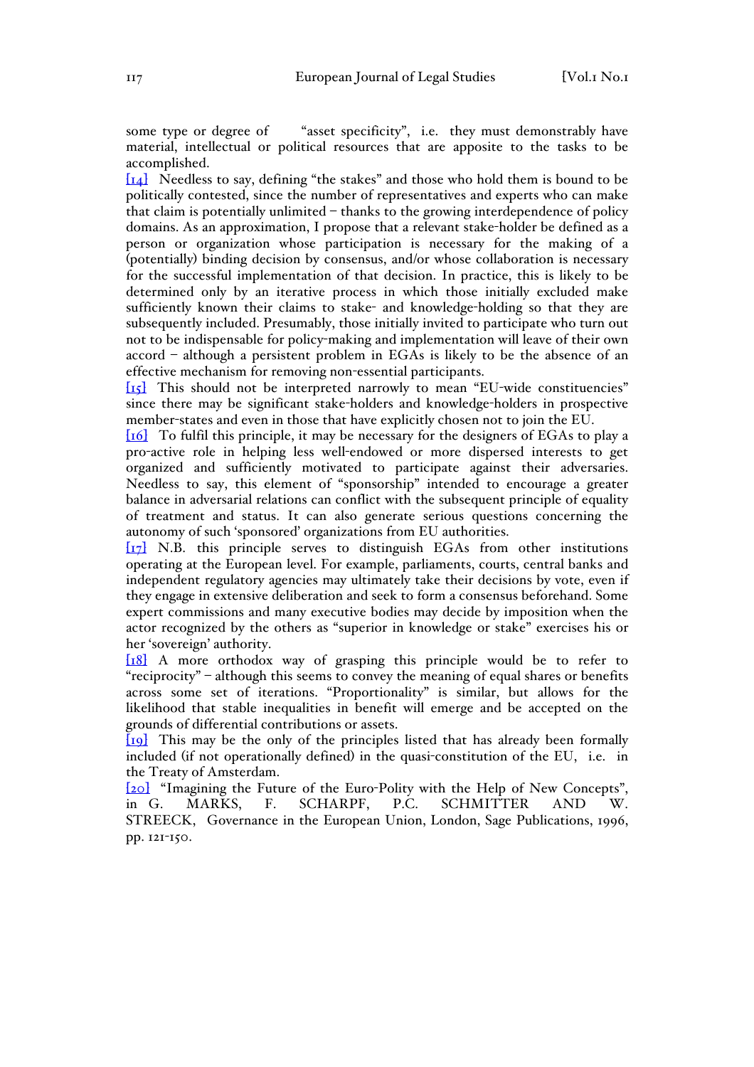some type or degree of "asset specificity", i.e. they must demonstrably have material, intellectual or political resources that are apposite to the tasks to be accomplished.

[14] Needless to say, defining "the stakes" and those who hold them is bound to be politically contested, since the number of representatives and experts who can make that claim is potentially unlimited – thanks to the growing interdependence of policy domains. As an approximation, I propose that a relevant stake-holder be defined as a person or organization whose participation is necessary for the making of a (potentially) binding decision by consensus, and/or whose collaboration is necessary for the successful implementation of that decision. In practice, this is likely to be determined only by an iterative process in which those initially excluded make sufficiently known their claims to stake- and knowledge-holding so that they are subsequently included. Presumably, those initially invited to participate who turn out not to be indispensable for policy-making and implementation will leave of their own accord – although a persistent problem in EGAs is likely to be the absence of an effective mechanism for removing non-essential participants.

[15] This should not be interpreted narrowly to mean "EU-wide constituencies" since there may be significant stake-holders and knowledge-holders in prospective member-states and even in those that have explicitly chosen not to join the EU.

[16] To fulfil this principle, it may be necessary for the designers of EGAs to play a pro-active role in helping less well-endowed or more dispersed interests to get organized and sufficiently motivated to participate against their adversaries. Needless to say, this element of "sponsorship" intended to encourage a greater balance in adversarial relations can conflict with the subsequent principle of equality of treatment and status. It can also generate serious questions concerning the autonomy of such 'sponsored' organizations from EU authorities.

[17] N.B. this principle serves to distinguish EGAs from other institutions operating at the European level. For example, parliaments, courts, central banks and independent regulatory agencies may ultimately take their decisions by vote, even if they engage in extensive deliberation and seek to form a consensus beforehand. Some expert commissions and many executive bodies may decide by imposition when the actor recognized by the others as "superior in knowledge or stake" exercises his or her 'sovereign' authority.

[18] A more orthodox way of grasping this principle would be to refer to "reciprocity" – although this seems to convey the meaning of equal shares or benefits across some set of iterations. "Proportionality" is similar, but allows for the likelihood that stable inequalities in benefit will emerge and be accepted on the grounds of differential contributions or assets.

[19] This may be the only of the principles listed that has already been formally included (if not operationally defined) in the quasi-constitution of the EU, i.e. in the Treaty of Amsterdam.

[20] "Imagining the Future of the Euro-Polity with the Help of New Concepts", in G. MARKS, F. SCHARPF, P.C. SCHMITTER AND W. STREECK, Governance in the European Union, London, Sage Publications, 1996, pp. 121-150.